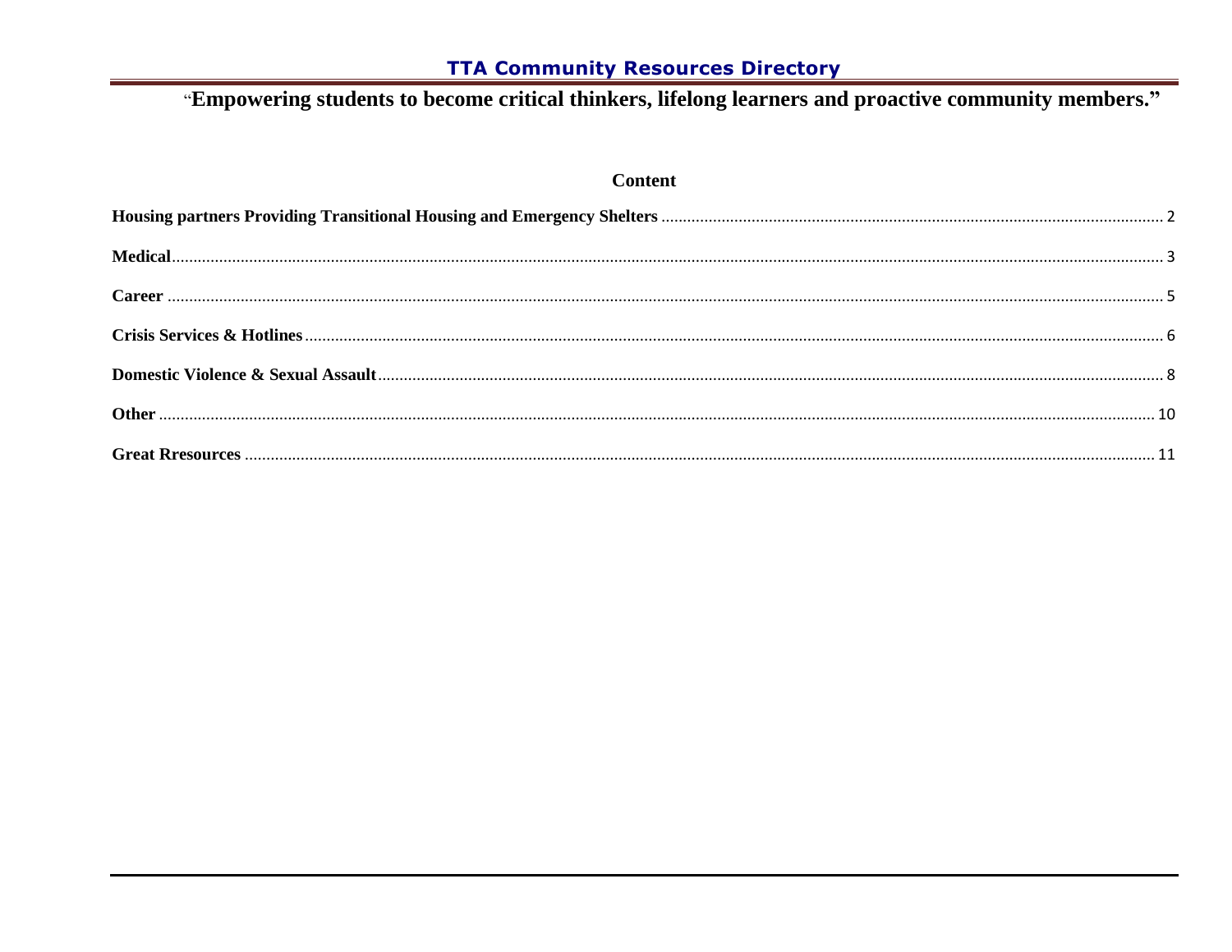# TTA Community Resources Directory

**"Empowering students to become critical thinkers, lifelong learners and proactive community members."**

## Content

**Housing partners Providing Transitional Housing and Emergency Shelters** ..... 2

**Medical** ..... 3

**Career** ..... 5

**Crisis Services & Hotlines** ..... 6

**Domestic Violence & Sexual Assault** ..... 8

**Other** ..... 10

**Great Rresources** ..... 11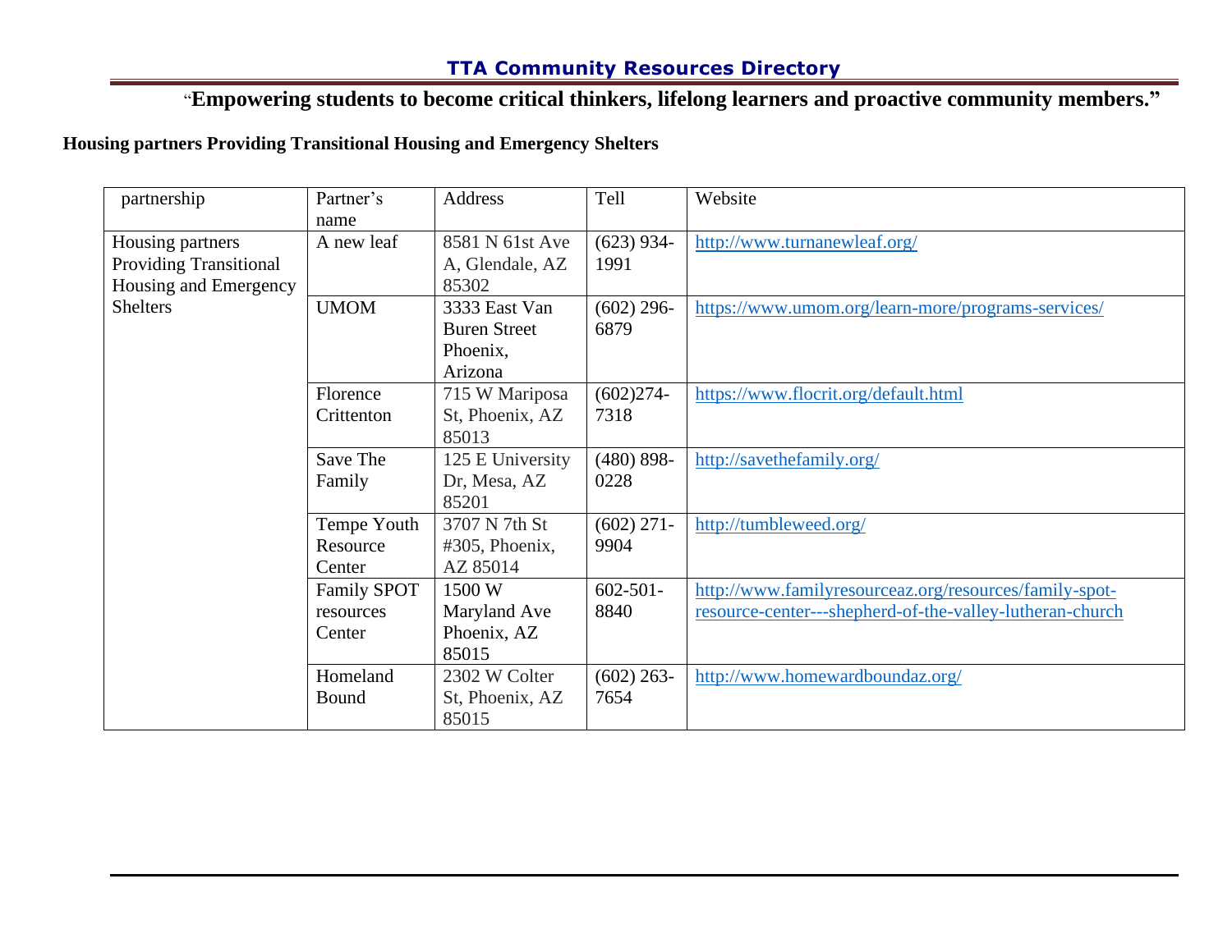**TTA Community Resources Directory**

"**Empowering students to become critical thinkers, lifelong learners and proactive community members."**

**Housing partners Providing Transitional Housing and Emergency Shelters**

| partnership | Partner's name | Address | Tell | Website |
|---|---|---|---|---|
| Housing partners Providing Transitional Housing and Emergency Shelters | A new leaf | 8581 N 61st Ave A, Glendale, AZ 85302 | (623) 934-1991 | http://www.turnanewleaf.org/ |
| | UMOM | 3333 East Van Buren Street Phoenix, Arizona | (602) 296-6879 | https://www.umom.org/learn-more/programs-services/ |
| | Florence Crittenton | 715 W Mariposa St, Phoenix, AZ 85013 | (602)274-7318 | https://www.flocrit.org/default.html |
| | Save The Family | 125 E University Dr, Mesa, AZ 85201 | (480) 898-0228 | http://savethefamily.org/ |
| | Tempe Youth Resource Center | 3707 N 7th St #305, Phoenix, AZ 85014 | (602) 271-9904 | http://tumbleweed.org/ |
| | Family SPOT resources Center | 1500 W Maryland Ave Phoenix, AZ 85015 | 602-501-8840 | http://www.familyresourceaz.org/resources/family-spot-resource-center---shepherd-of-the-valley-lutheran-church |
| | Homeland Bound | 2302 W Colter St, Phoenix, AZ 85015 | (602) 263-7654 | http://www.homewardboundaz.org/ |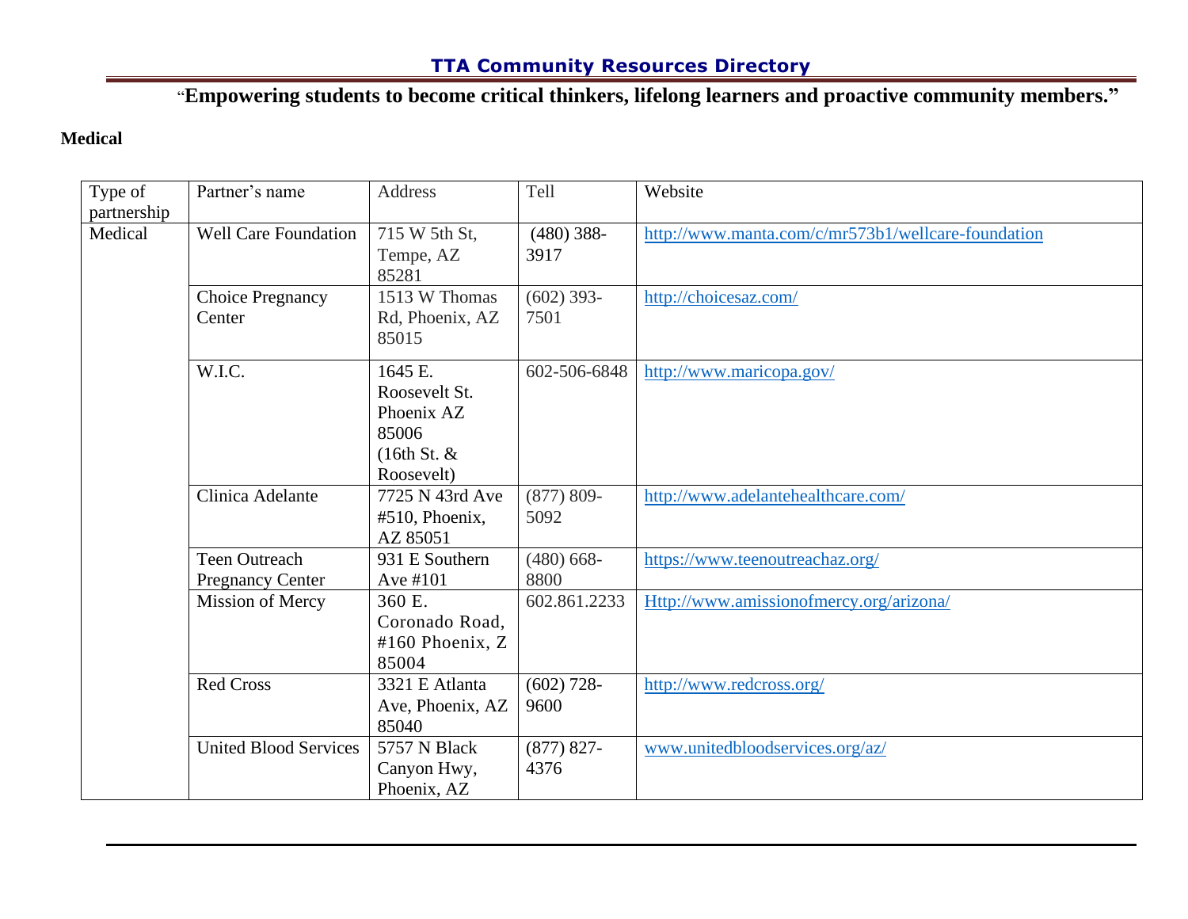# TTA Community Resources Directory

"**Empowering students to become critical thinkers, lifelong learners and proactive community members."**

**Medical**

| Type of partnership | Partner's name | Address | Tell | Website |
|---|---|---|---|---|
| Medical | Well Care Foundation | 715 W 5th St, Tempe, AZ 85281 | (480) 388-3917 | http://www.manta.com/c/mr573b1/wellcare-foundation |
| | Choice Pregnancy Center | 1513 W Thomas Rd, Phoenix, AZ 85015 | (602) 393-7501 | http://choicesaz.com/ |
| | W.I.C. | 1645 E. Roosevelt St. Phoenix AZ 85006 (16th St. & Roosevelt) | 602-506-6848 | http://www.maricopa.gov/ |
| | Clinica Adelante | 7725 N 43rd Ave #510, Phoenix, AZ 85051 | (877) 809-5092 | http://www.adelantehealthcare.com/ |
| | Teen Outreach Pregnancy Center | 931 E Southern Ave #101 | (480) 668-8800 | https://www.teenoutreachaz.org/ |
| | Mission of Mercy | 360 E. Coronado Road, #160 Phoenix, Z 85004 | 602.861.2233 | Http://www.amissionofmercy.org/arizona/ |
| | Red Cross | 3321 E Atlanta Ave, Phoenix, AZ 85040 | (602) 728-9600 | http://www.redcross.org/ |
| | United Blood Services | 5757 N Black Canyon Hwy, Phoenix, AZ | (877) 827-4376 | www.unitedbloodservices.org/az/ |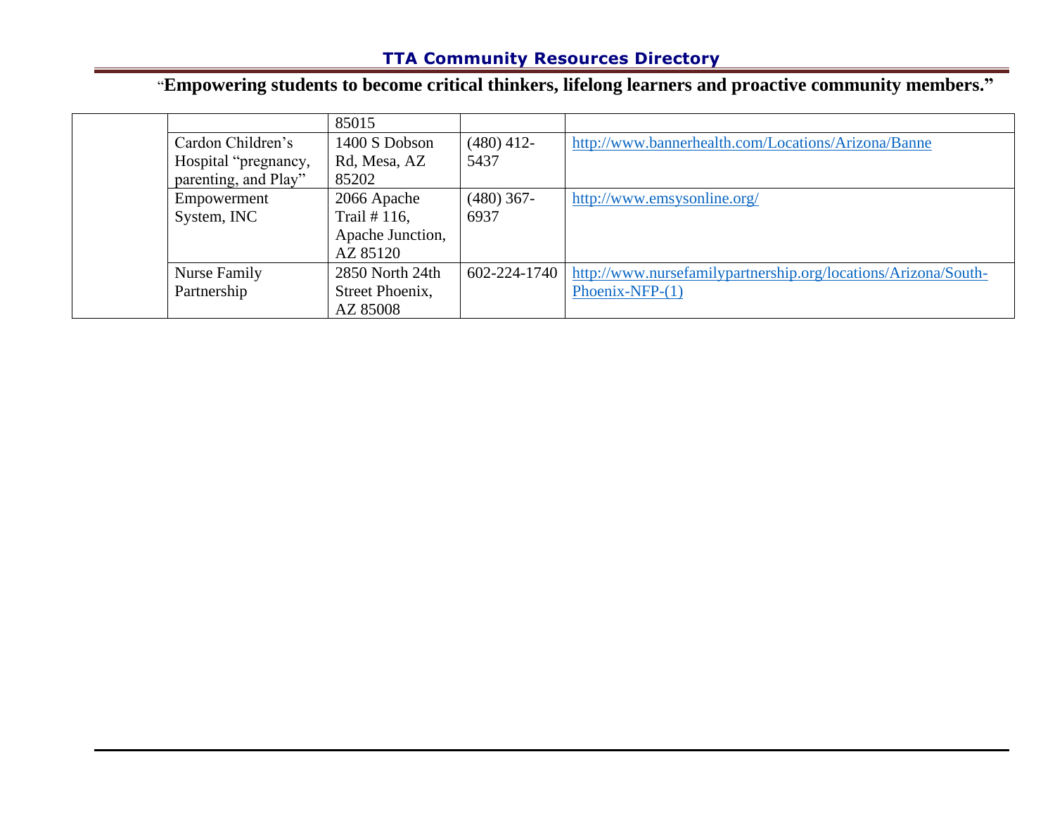| | | | | |
|---|---|---|---|---|
| | | 85015 | | |
| | Cardon Children's Hospital "pregnancy, parenting, and Play" | 1400 S Dobson Rd, Mesa, AZ 85202 | (480) 412-5437 | http://www.bannerhealth.com/Locations/Arizona/Banne |
| | Empowerment System, INC | 2066 Apache Trail # 116, Apache Junction, AZ 85120 | (480) 367-6937 | http://www.emsysonline.org/ |
| | Nurse Family Partnership | 2850 North 24th Street Phoenix, AZ 85008 | 602-224-1740 | http://www.nursefamilypartnership.org/locations/Arizona/South-Phoenix-NFP-(1) |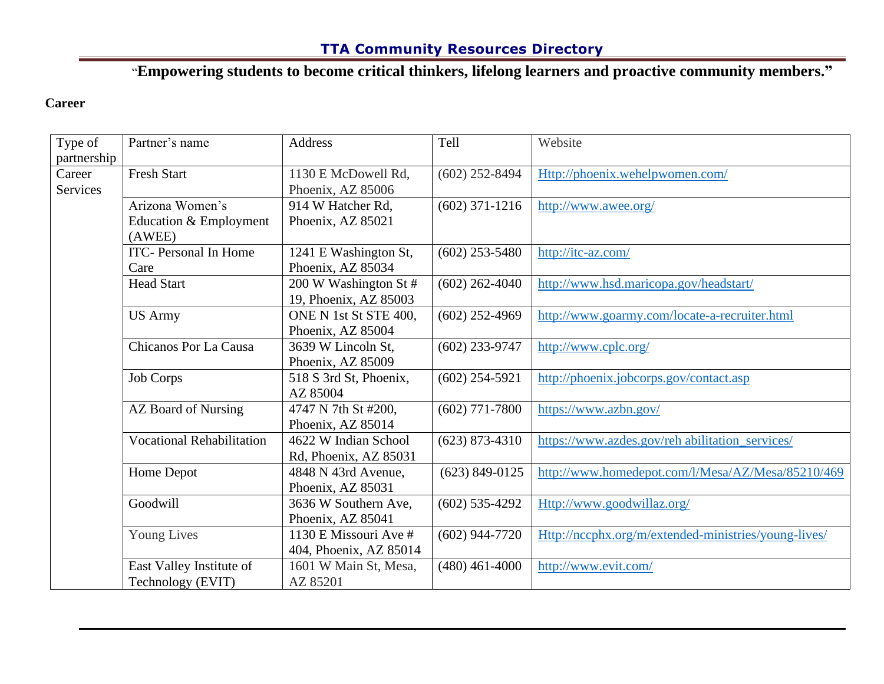# TTA Community Resources Directory

"**Empowering students to become critical thinkers, lifelong learners and proactive community members."**

**Career**

| Type of partnership | Partner's name | Address | Tell | Website |
|---|---|---|---|---|
| Career Services | Fresh Start | 1130 E McDowell Rd, Phoenix, AZ 85006 | (602) 252-8494 | Http://phoenix.wehelpwomen.com/ |
| | Arizona Women's Education & Employment (AWEE) | 914 W Hatcher Rd, Phoenix, AZ 85021 | (602) 371-1216 | http://www.awee.org/ |
| | ITC- Personal In Home Care | 1241 E Washington St, Phoenix, AZ 85034 | (602) 253-5480 | http://itc-az.com/ |
| | Head Start | 200 W Washington St # 19, Phoenix, AZ 85003 | (602) 262-4040 | http://www.hsd.maricopa.gov/headstart/ |
| | US Army | ONE N 1st St STE 400, Phoenix, AZ 85004 | (602) 252-4969 | http://www.goarmy.com/locate-a-recruiter.html |
| | Chicanos Por La Causa | 3639 W Lincoln St, Phoenix, AZ 85009 | (602) 233-9747 | http://www.cplc.org/ |
| | Job Corps | 518 S 3rd St, Phoenix, AZ 85004 | (602) 254-5921 | http://phoenix.jobcorps.gov/contact.asp |
| | AZ Board of Nursing | 4747 N 7th St #200, Phoenix, AZ 85014 | (602) 771-7800 | https://www.azbn.gov/ |
| | Vocational Rehabilitation | 4622 W Indian School Rd, Phoenix, AZ 85031 | (623) 873-4310 | https://www.azdes.gov/reh abilitation_services/ |
| | Home Depot | 4848 N 43rd Avenue, Phoenix, AZ 85031 | (623) 849-0125 | http://www.homedepot.com/l/Mesa/AZ/Mesa/85210/469 |
| | Goodwill | 3636 W Southern Ave, Phoenix, AZ 85041 | (602) 535-4292 | Http://www.goodwillaz.org/ |
| | Young Lives | 1130 E Missouri Ave # 404, Phoenix, AZ 85014 | (602) 944-7720 | Http://nccphx.org/m/extended-ministries/young-lives/ |
| | East Valley Institute of Technology (EVIT) | 1601 W Main St, Mesa, AZ 85201 | (480) 461-4000 | http://www.evit.com/ |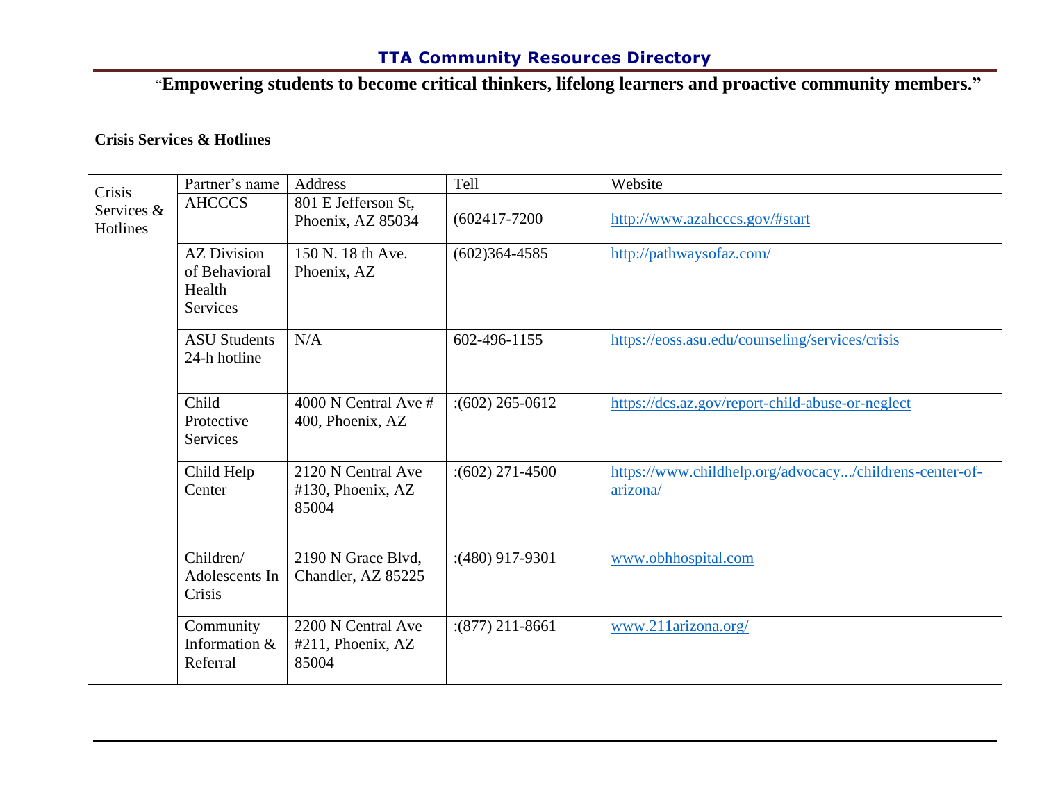“**Empowering students to become critical thinkers, lifelong learners and proactive community members.”**

**Crisis Services & Hotlines**

| Crisis Services & Hotlines | Partner's name | Address | Tell | Website |
|---|---|---|---|---|
| | AHCCCS | 801 E Jefferson St, Phoenix, AZ 85034 | (602417-7200 | http://www.azahcccs.gov/#start |
| | AZ Division of Behavioral Health Services | 150 N. 18 th Ave. Phoenix, AZ | (602)364-4585 | http://pathwaysofaz.com/ |
| | ASU Students 24-h hotline | N/A | 602-496-1155 | https://eoss.asu.edu/counseling/services/crisis |
| | Child Protective Services | 4000 N Central Ave # 400, Phoenix, AZ | :(602) 265-0612 | https://dcs.az.gov/report-child-abuse-or-neglect |
| | Child Help Center | 2120 N Central Ave #130, Phoenix, AZ 85004 | :(602) 271-4500 | https://www.childhelp.org/advocacy.../childrens-center-of-arizona/ |
| | Children/ Adolescents In Crisis | 2190 N Grace Blvd, Chandler, AZ 85225 | :(480) 917-9301 | www.obhhospital.com |
| | Community Information & Referral | 2200 N Central Ave #211, Phoenix, AZ 85004 | :(877) 211-8661 | www.211arizona.org/ |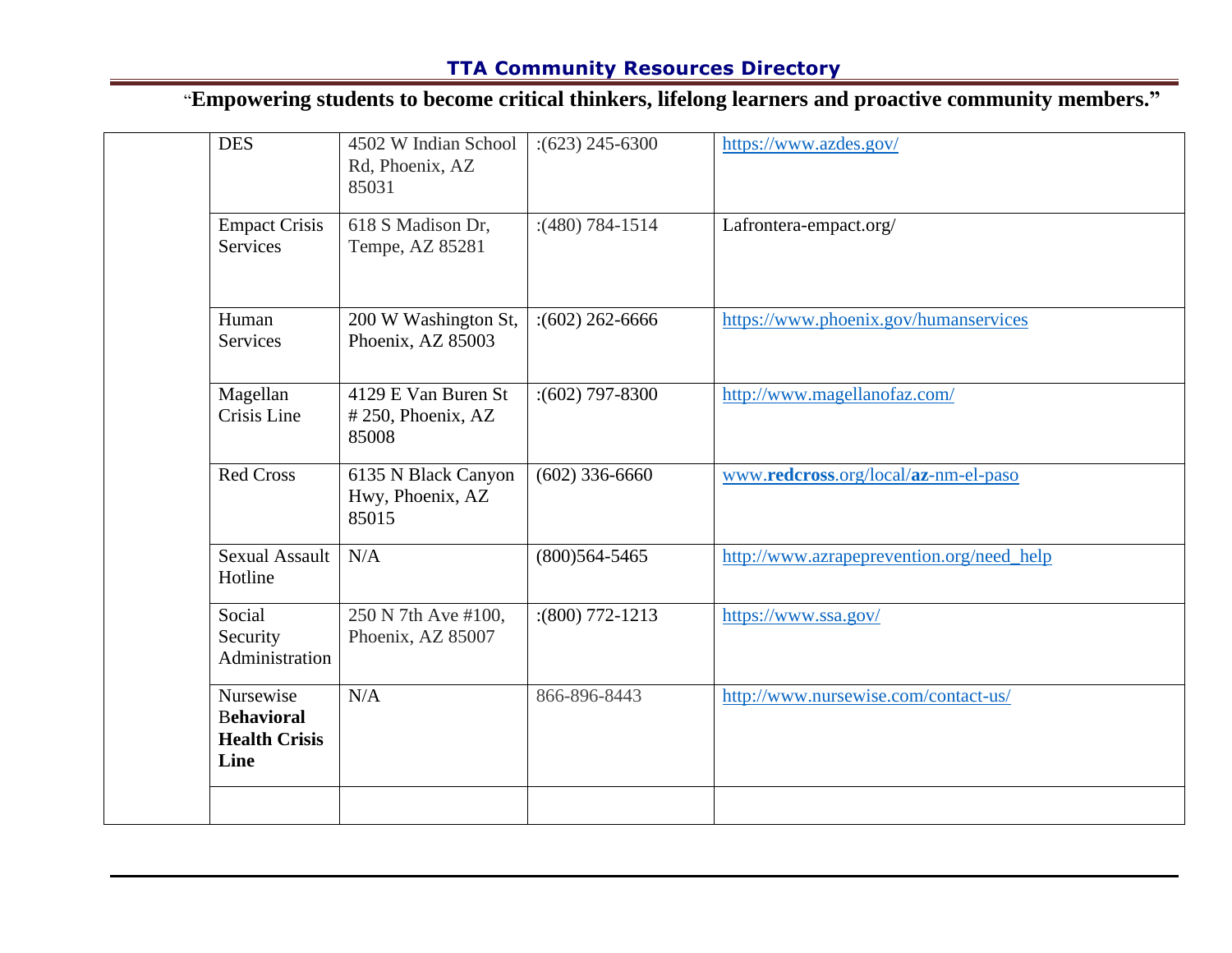**TTA Community Resources Directory**

"**Empowering students to become critical thinkers, lifelong learners and proactive community members.**"

| | | | | |
|---|---|---|---|---|
| | DES | 4502 W Indian School Rd, Phoenix, AZ 85031 | :(623) 245-6300 | https://www.azdes.gov/ |
| | Empact Crisis Services | 618 S Madison Dr, Tempe, AZ 85281 | :(480) 784-1514 | Lafrontera-empact.org/ |
| | Human Services | 200 W Washington St, Phoenix, AZ 85003 | :(602) 262-6666 | https://www.phoenix.gov/humanservices |
| | Magellan Crisis Line | 4129 E Van Buren St # 250, Phoenix, AZ 85008 | :(602) 797-8300 | http://www.magellanofaz.com/ |
| | Red Cross | 6135 N Black Canyon Hwy, Phoenix, AZ 85015 | (602) 336-6660 | www.**redcross**.org/local/**az**-nm-el-paso |
| | Sexual Assault Hotline | N/A | (800)564-5465 | http://www.azrapeprevention.org/need_help |
| | Social Security Administration | 250 N 7th Ave #100, Phoenix, AZ 85007 | :(800) 772-1213 | https://www.ssa.gov/ |
| | Nursewise **Behavioral Health Crisis Line** | N/A | 866-896-8443 | http://www.nursewise.com/contact-us/ |
| | | | | |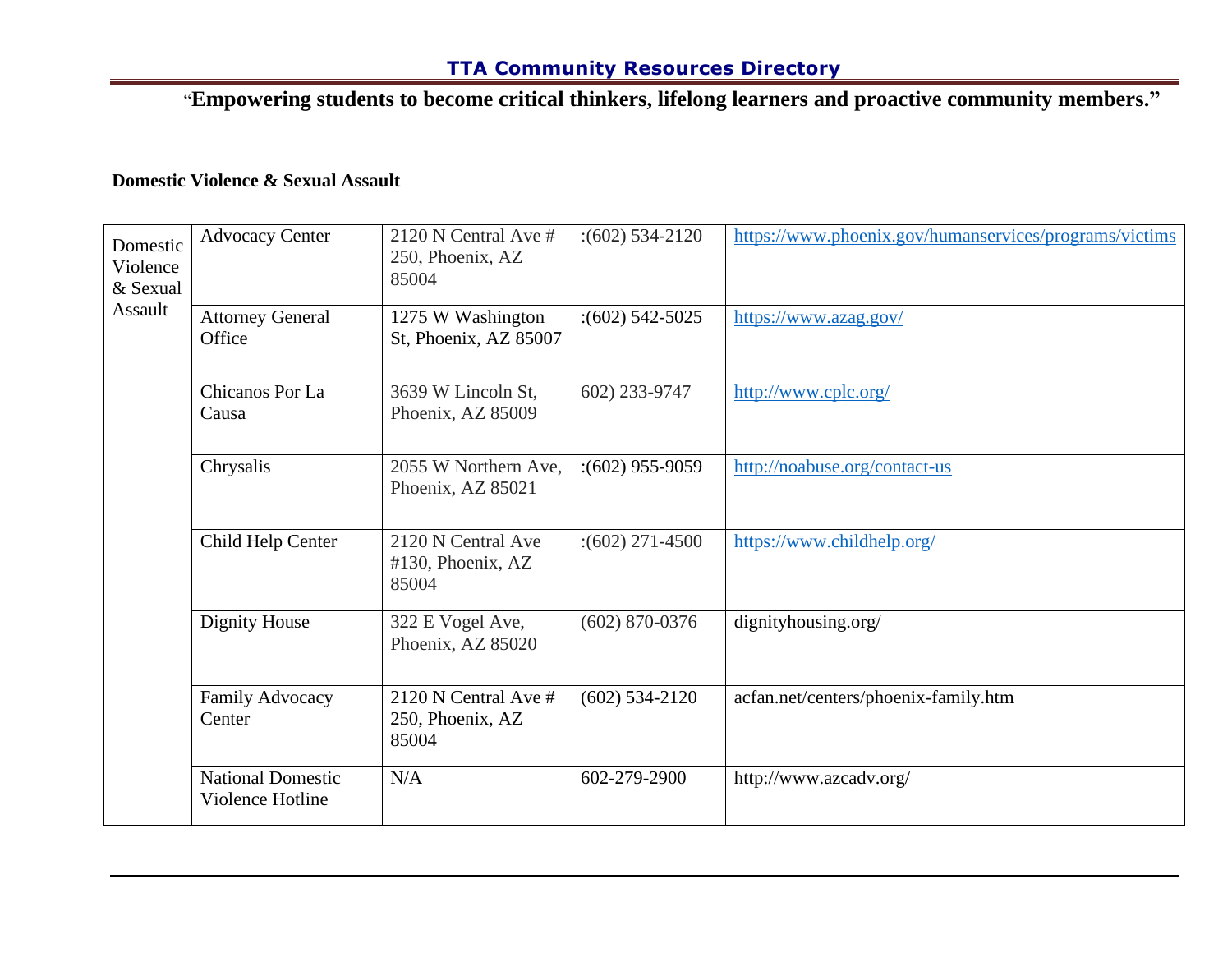## TTA Community Resources Directory

**"Empowering students to become critical thinkers, lifelong learners and proactive community members."**

**Domestic Violence & Sexual Assault**

| | | | | |
|---|---|---|---|---|
| Domestic Violence & Sexual Assault | Advocacy Center | 2120 N Central Ave # 250, Phoenix, AZ 85004 | :(602) 534-2120 | https://www.phoenix.gov/humanservices/programs/victims |
| | Attorney General Office | 1275 W Washington St, Phoenix, AZ 85007 | :(602) 542-5025 | https://www.azag.gov/ |
| | Chicanos Por La Causa | 3639 W Lincoln St, Phoenix, AZ 85009 | 602) 233-9747 | http://www.cplc.org/ |
| | Chrysalis | 2055 W Northern Ave, Phoenix, AZ 85021 | :(602) 955-9059 | http://noabuse.org/contact-us |
| | Child Help Center | 2120 N Central Ave #130, Phoenix, AZ 85004 | :(602) 271-4500 | https://www.childhelp.org/ |
| | Dignity House | 322 E Vogel Ave, Phoenix, AZ 85020 | (602) 870-0376 | dignityhousing.org/ |
| | Family Advocacy Center | 2120 N Central Ave # 250, Phoenix, AZ 85004 | (602) 534-2120 | acfan.net/centers/phoenix-family.htm |
| | National Domestic Violence Hotline | N/A | 602-279-2900 | http://www.azcadv.org/ |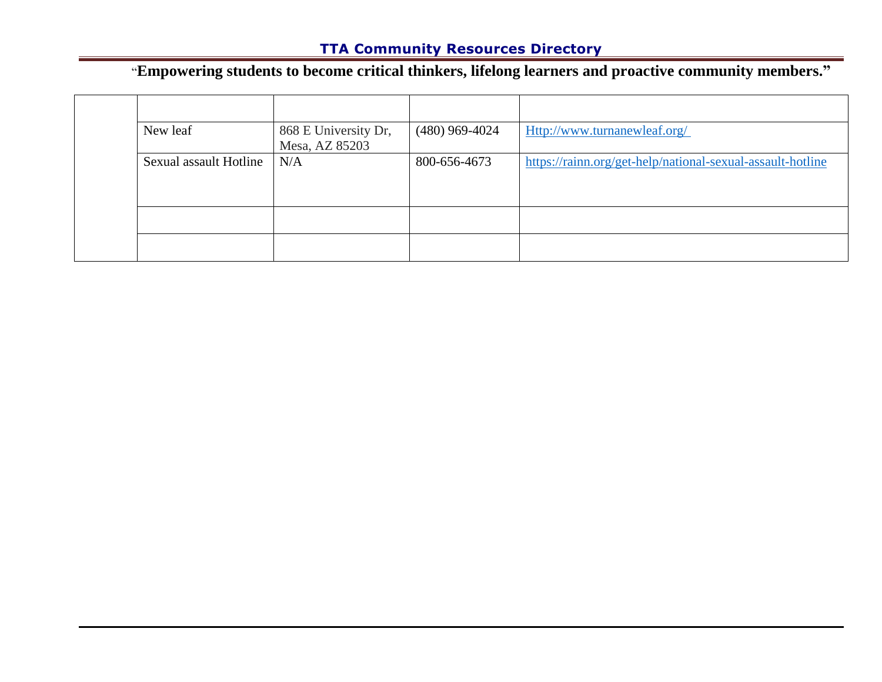| | | | | |
|---|---|---|---|---|
| | New leaf | 868 E University Dr, Mesa, AZ 85203 | (480) 969-4024 | Http://www.turnanewleaf.org/ |
| | Sexual assault Hotline | N/A | 800-656-4673 | https://rainn.org/get-help/national-sexual-assault-hotline |
| | | | | |
| | | | | |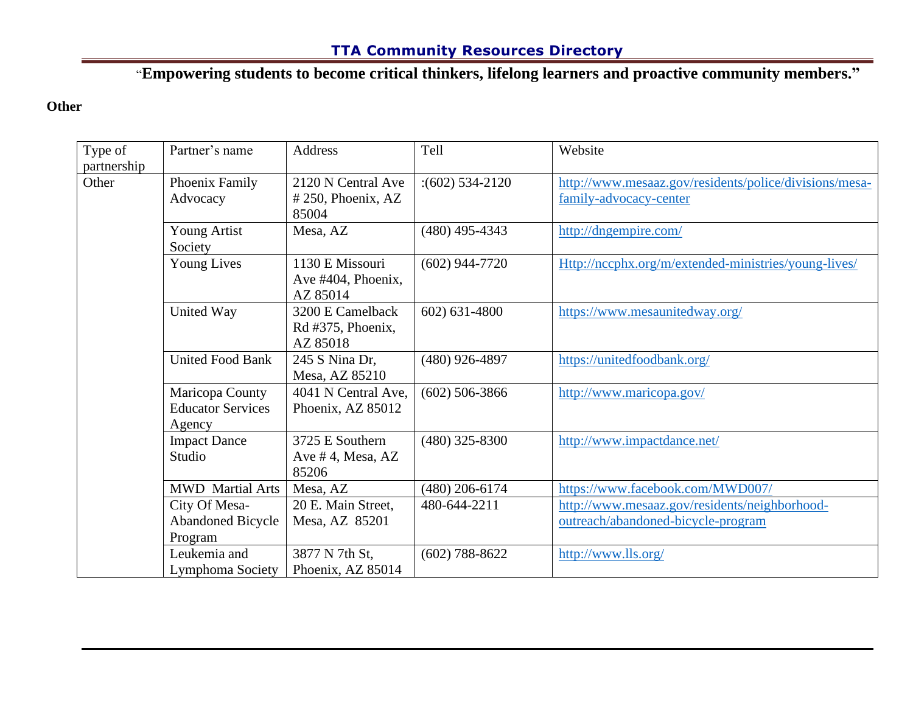“**Empowering students to become critical thinkers, lifelong learners and proactive community members.”**

**Other**

| Type of partnership | Partner’s name | Address | Tell | Website |
|---|---|---|---|---|
| Other | Phoenix Family Advocacy | 2120 N Central Ave # 250, Phoenix, AZ 85004 | :(602) 534-2120 | http://www.mesaaz.gov/residents/police/divisions/mesa-family-advocacy-center |
| | Young Artist Society | Mesa, AZ | (480) 495-4343 | http://dngempire.com/ |
| | Young Lives | 1130 E Missouri Ave #404, Phoenix, AZ 85014 | (602) 944-7720 | Http://nccphx.org/m/extended-ministries/young-lives/ |
| | United Way | 3200 E Camelback Rd #375, Phoenix, AZ 85018 | 602) 631-4800 | https://www.mesaunitedway.org/ |
| | United Food Bank | 245 S Nina Dr, Mesa, AZ 85210 | (480) 926-4897 | https://unitedfoodbank.org/ |
| | Maricopa County Educator Services Agency | 4041 N Central Ave, Phoenix, AZ 85012 | (602) 506-3866 | http://www.maricopa.gov/ |
| | Impact Dance Studio | 3725 E Southern Ave # 4, Mesa, AZ 85206 | (480) 325-8300 | http://www.impactdance.net/ |
| | MWD Martial Arts | Mesa, AZ | (480) 206-6174 | https://www.facebook.com/MWD007/ |
| | City Of Mesa- Abandoned Bicycle Program | 20 E. Main Street, Mesa, AZ 85201 | 480-644-2211 | http://www.mesaaz.gov/residents/neighborhood-outreach/abandoned-bicycle-program |
| | Leukemia and Lymphoma Society | 3877 N 7th St, Phoenix, AZ 85014 | (602) 788-8622 | http://www.lls.org/ |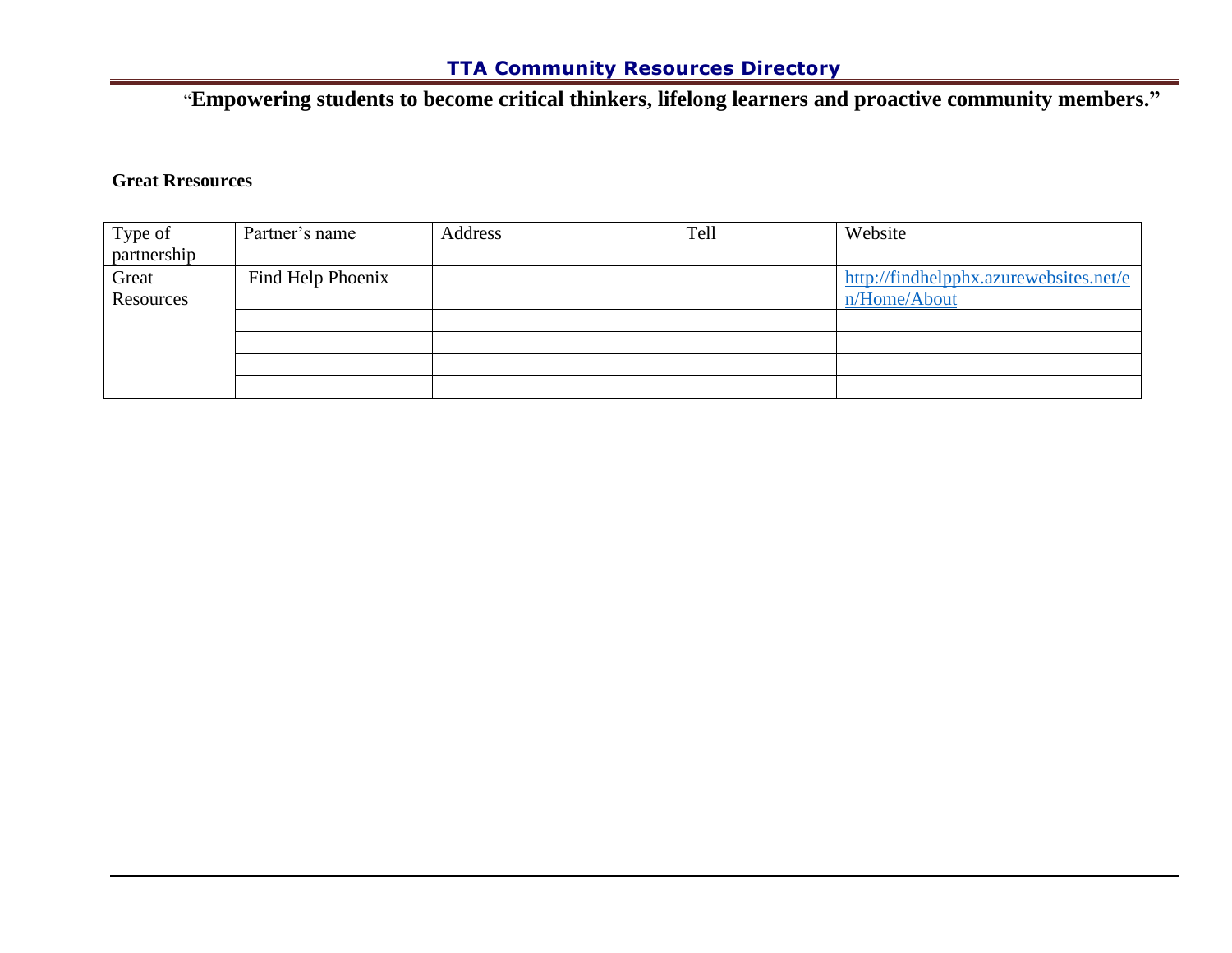**TTA Community Resources Directory**

**"Empowering students to become critical thinkers, lifelong learners and proactive community members."**

**Great Rresources**

| Type of partnership | Partner's name | Address | Tell | Website |
|---|---|---|---|---|
| Great Resources | Find Help Phoenix | | | http://findhelpphx.azurewebsites.net/en/Home/About |
| | | | | |
| | | | | |
| | | | | |
| | | | | |